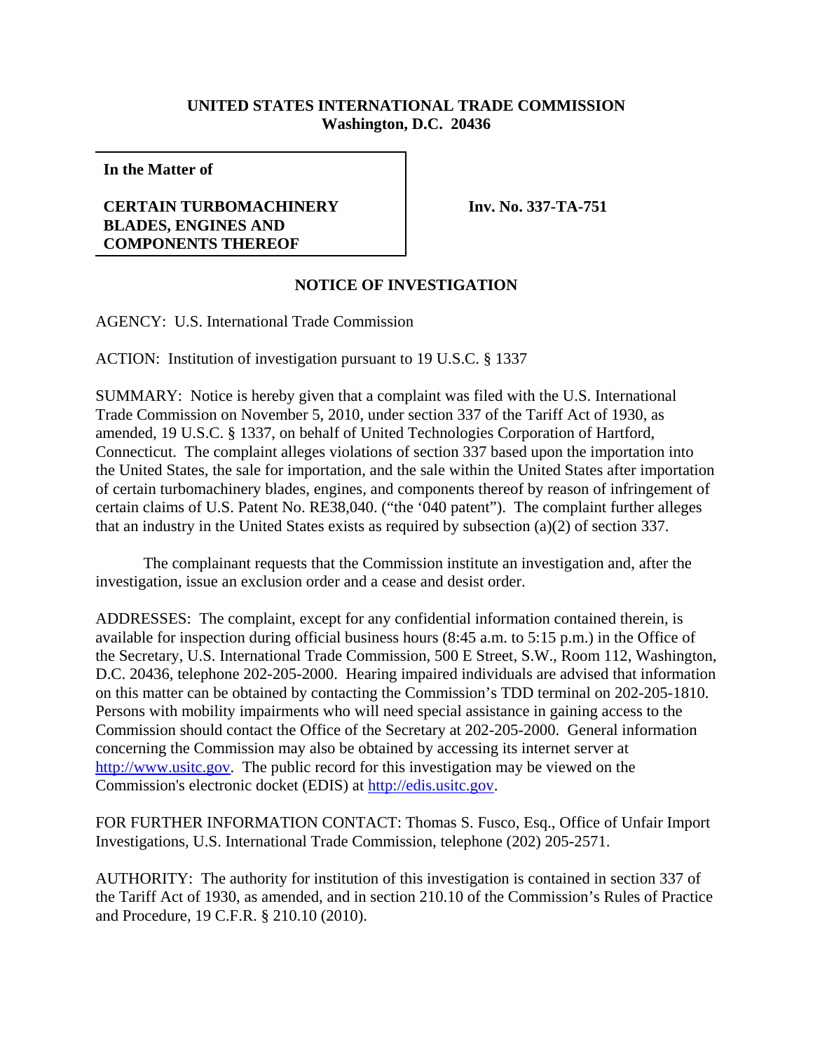**UNITED STATES INTERNATIONAL TRADE COMMISSION**
**Washington, D.C. 20436**

| **In the Matter of**<br><br>**CERTAIN TURBOMACHINERY BLADES, ENGINES AND COMPONENTS THEREOF** | **Inv. No. 337-TA-751** |
|---|---|

## NOTICE OF INVESTIGATION

AGENCY: U.S. International Trade Commission

ACTION: Institution of investigation pursuant to 19 U.S.C. § 1337

SUMMARY: Notice is hereby given that a complaint was filed with the U.S. International Trade Commission on November 5, 2010, under section 337 of the Tariff Act of 1930, as amended, 19 U.S.C. § 1337, on behalf of United Technologies Corporation of Hartford, Connecticut. The complaint alleges violations of section 337 based upon the importation into the United States, the sale for importation, and the sale within the United States after importation of certain turbomachinery blades, engines, and components thereof by reason of infringement of certain claims of U.S. Patent No. RE38,040. ("the '040 patent"). The complaint further alleges that an industry in the United States exists as required by subsection (a)(2) of section 337.

The complainant requests that the Commission institute an investigation and, after the investigation, issue an exclusion order and a cease and desist order.

ADDRESSES: The complaint, except for any confidential information contained therein, is available for inspection during official business hours (8:45 a.m. to 5:15 p.m.) in the Office of the Secretary, U.S. International Trade Commission, 500 E Street, S.W., Room 112, Washington, D.C. 20436, telephone 202-205-2000. Hearing impaired individuals are advised that information on this matter can be obtained by contacting the Commission's TDD terminal on 202-205-1810. Persons with mobility impairments who will need special assistance in gaining access to the Commission should contact the Office of the Secretary at 202-205-2000. General information concerning the Commission may also be obtained by accessing its internet server at http://www.usitc.gov. The public record for this investigation may be viewed on the Commission's electronic docket (EDIS) at http://edis.usitc.gov.

FOR FURTHER INFORMATION CONTACT: Thomas S. Fusco, Esq., Office of Unfair Import Investigations, U.S. International Trade Commission, telephone (202) 205-2571.

AUTHORITY: The authority for institution of this investigation is contained in section 337 of the Tariff Act of 1930, as amended, and in section 210.10 of the Commission's Rules of Practice and Procedure, 19 C.F.R. § 210.10 (2010).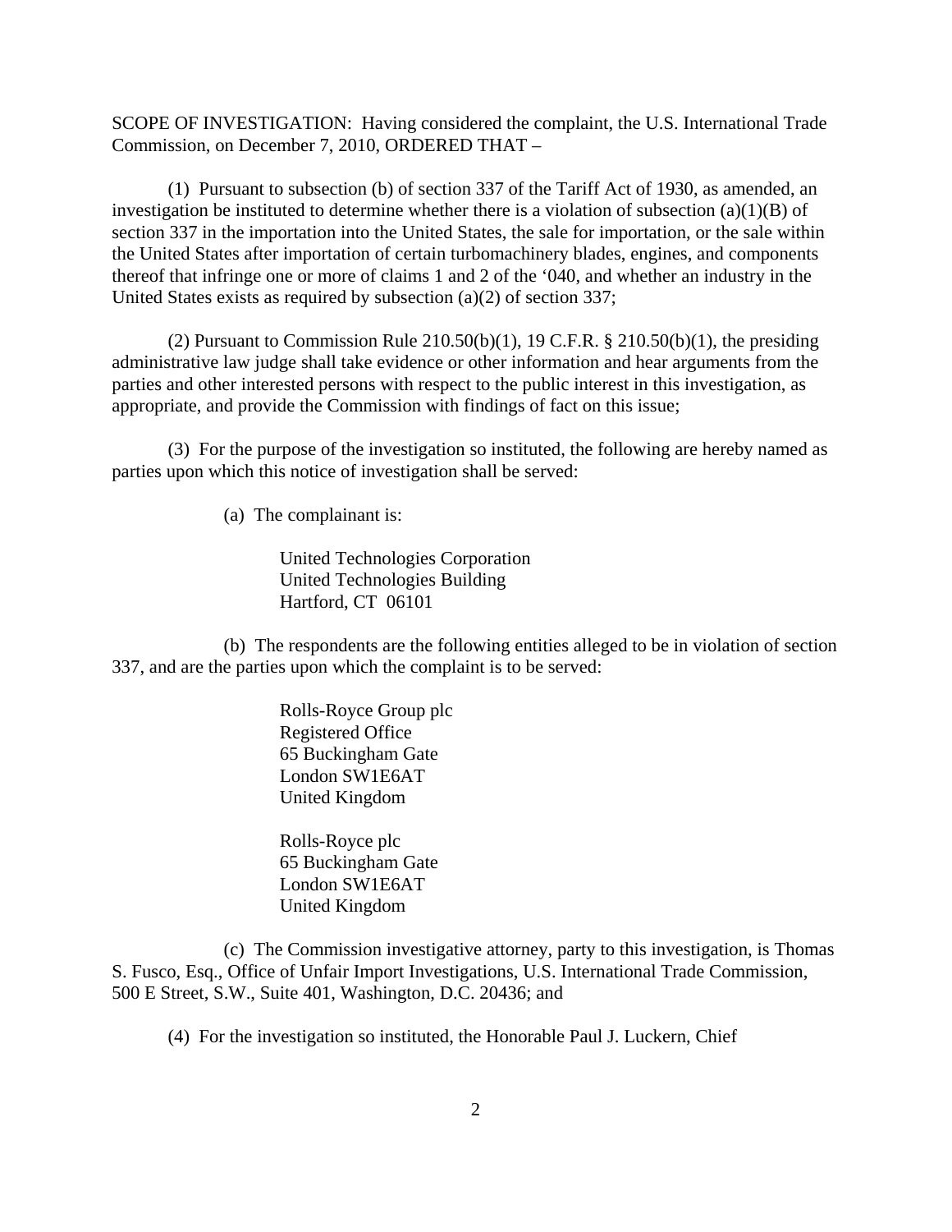SCOPE OF INVESTIGATION: Having considered the complaint, the U.S. International Trade Commission, on December 7, 2010, ORDERED THAT –

(1) Pursuant to subsection (b) of section 337 of the Tariff Act of 1930, as amended, an investigation be instituted to determine whether there is a violation of subsection (a)(1)(B) of section 337 in the importation into the United States, the sale for importation, or the sale within the United States after importation of certain turbomachinery blades, engines, and components thereof that infringe one or more of claims 1 and 2 of the '040, and whether an industry in the United States exists as required by subsection (a)(2) of section 337;

(2) Pursuant to Commission Rule 210.50(b)(1), 19 C.F.R. § 210.50(b)(1), the presiding administrative law judge shall take evidence or other information and hear arguments from the parties and other interested persons with respect to the public interest in this investigation, as appropriate, and provide the Commission with findings of fact on this issue;

(3) For the purpose of the investigation so instituted, the following are hereby named as parties upon which this notice of investigation shall be served:

(a) The complainant is:

United Technologies Corporation
United Technologies Building
Hartford, CT 06101

(b) The respondents are the following entities alleged to be in violation of section 337, and are the parties upon which the complaint is to be served:

Rolls-Royce Group plc
Registered Office
65 Buckingham Gate
London SW1E6AT
United Kingdom

Rolls-Royce plc
65 Buckingham Gate
London SW1E6AT
United Kingdom

(c) The Commission investigative attorney, party to this investigation, is Thomas S. Fusco, Esq., Office of Unfair Import Investigations, U.S. International Trade Commission, 500 E Street, S.W., Suite 401, Washington, D.C. 20436; and

(4) For the investigation so instituted, the Honorable Paul J. Luckern, Chief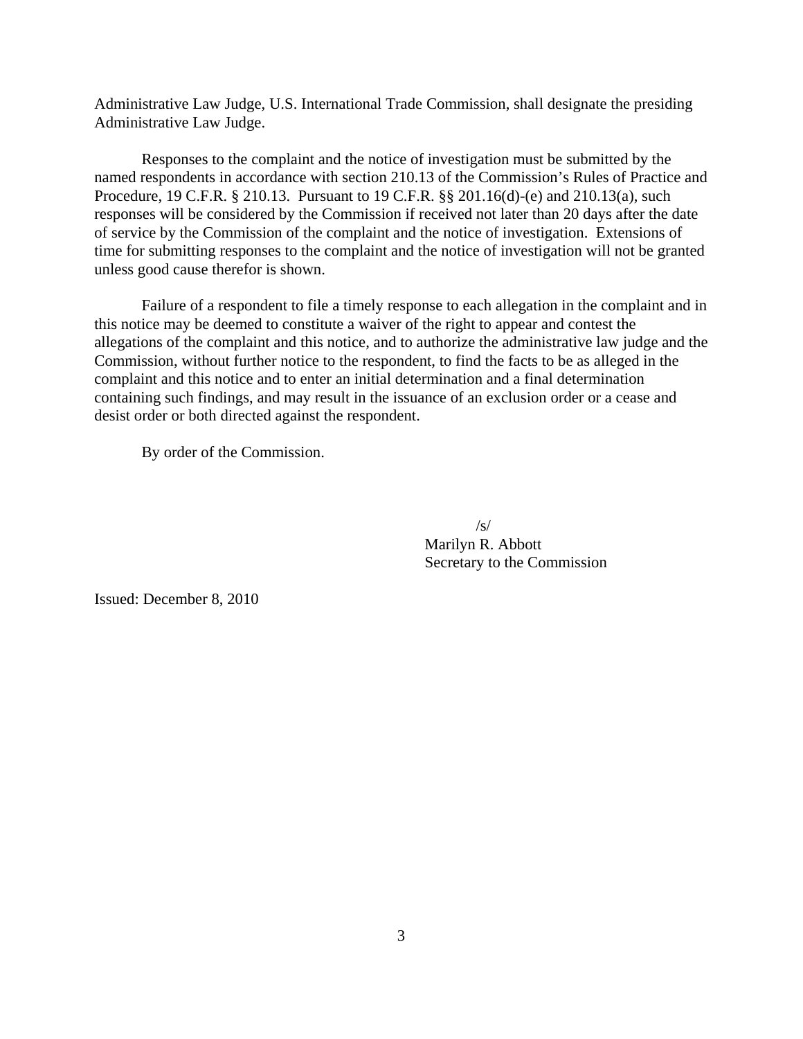Administrative Law Judge, U.S. International Trade Commission, shall designate the presiding Administrative Law Judge.

Responses to the complaint and the notice of investigation must be submitted by the named respondents in accordance with section 210.13 of the Commission's Rules of Practice and Procedure, 19 C.F.R. § 210.13. Pursuant to 19 C.F.R. §§ 201.16(d)-(e) and 210.13(a), such responses will be considered by the Commission if received not later than 20 days after the date of service by the Commission of the complaint and the notice of investigation. Extensions of time for submitting responses to the complaint and the notice of investigation will not be granted unless good cause therefor is shown.

Failure of a respondent to file a timely response to each allegation in the complaint and in this notice may be deemed to constitute a waiver of the right to appear and contest the allegations of the complaint and this notice, and to authorize the administrative law judge and the Commission, without further notice to the respondent, to find the facts to be as alleged in the complaint and this notice and to enter an initial determination and a final determination containing such findings, and may result in the issuance of an exclusion order or a cease and desist order or both directed against the respondent.

By order of the Commission.

/s/
Marilyn R. Abbott
Secretary to the Commission

Issued: December 8, 2010